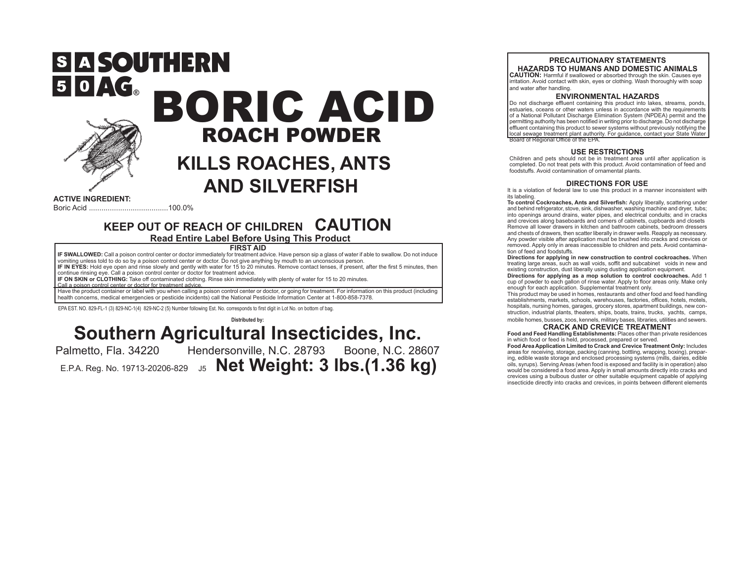# SOUTHERN AG®

# BORIC ACID

## ROACH POWDER

## KILLS ROACHES, ANTS AND SILVERFISH

**ACTIVE INGREDIENT:**
Boric Acid ......................................100.0%

### KEEP OUT OF REACH OF CHILDREN CAUTION

**Read Entire Label Before Using This Product**

**FIRST AID**

**IF SWALLOWED:** Call a poison control center or doctor immediately for treatment advice. Have person sip a glass of water if able to swallow. Do not induce vomiting unless told to do so by a poison control center or doctor. Do not give anything by mouth to an unconscious person.
**IF IN EYES:** Hold eye open and rinse slowly and gently with water for 15 to 20 minutes. Remove contact lenses, if present, after the first 5 minutes, then continue rinsing eye. Call a poison control center or doctor for treatment advice.
**IF ON SKIN or CLOTHING:** Take off contaminated clothing. Rinse skin immediately with plenty of water for 15 to 20 minutes.
Call a poison control center or doctor for treatment advice.
Have the product container or label with you when calling a poison control center or doctor, or going for treatment. For information on this product (including health concerns, medical emergencies or pesticide incidents) call the National Pesticide Information Center at 1-800-858-7378.

EPA EST. NO. 829-FL-1 (3) 829-NC-1(4) 829-NC-2 (5) Number following Est. No. corresponds to first digit in Lot No. on bottom of bag.

**Distributed by:**

## Southern Agricultural Insecticides, Inc.

Palmetto, Fla. 34220 Hendersonville, N.C. 28793 Boone, N.C. 28607

E.P.A. Reg. No. 19713-20206-829 J5 **Net Weight: 3 lbs.(1.36 kg)**

### PRECAUTIONARY STATEMENTS

#### HAZARDS TO HUMANS AND DOMESTIC ANIMALS

**CAUTION:** Harmful if swallowed or absorbed through the skin. Causes eye irritation. Avoid contact with skin, eyes or clothing. Wash thoroughly with soap and water after handling.

#### ENVIRONMENTAL HAZARDS

Do not discharge effluent containing this product into lakes, streams, ponds, estuaries, oceans or other waters unless in accordance with the requirements of a National Pollutant Discharge Elimination System (NPDEA) permit and the permitting authority has been notified in writing prior to discharge. Do not discharge effluent containing this product to sewer systems without previously notifying the local sewage treatment plant authority. For guidance, contact your State Water Board of Regional Office of the EPA.

### USE RESTRICTIONS

Children and pets should not be in treatment area until after application is completed. Do not treat pets with this product. Avoid contamination of feed and foodstuffs. Avoid contamination of ornamental plants.

### DIRECTIONS FOR USE

It is a violation of federal law to use this product in a manner inconsistent with its labeling.
**To control Cockroaches, Ants and Silverfish:** Apply liberally, scattering under and behind refrigerator, stove, sink, dishwasher, washing machine and dryer, tubs; into openings around drains, water pipes, and electrical conduits; and in cracks and crevices along baseboards and corners of cabinets, cupboards and closets Remove all lower drawers in kitchen and bathroom cabinets, bedroom dressers and chests of drawers, then scatter liberally in drawer wells. Reapply as necessary. Any powder visible after application must be brushed into cracks and crevices or removed. Apply only in areas inaccessible to children and pets. Avoid contamination of feed and foodstuffs.
**Directions for applying in new construction to control cockroaches.** When treating large areas, such as wall voids, soffit and subcabinet voids in new and existing construction, dust liberally using dusting application equipment.
**Directions for applying as a mop solution to control cockroaches.** Add 1 cup of powder to each gallon of rinse water. Apply to floor areas only. Make only enough for each application. Supplemental treatment only.
This product may be used in homes, restaurants and other food and feed handling establishments, markets, schools, warehouses, factories, offices, hotels, motels, hospitals, nursing homes, garages, grocery stores, apartment buildings, new construction, industrial plants, theaters, ships, boats, trains, trucks, yachts, camps, mobile homes, busses, zoos, kennels, military bases, libraries, utilities and sewers.

### CRACK AND CREVICE TREATMENT

**Food and Feed Handling Establishments:** Places other than private residences in which food or feed is held, processed, prepared or served.
**Food Area Application Limited to Crack and Crevice Treatment Only:** Includes areas for receiving, storage, packing (canning, bottling, wrapping, boxing), preparing, edible waste storage and enclosed processing systems (mills, dairies, edible oils, syrups). Serving Areas (when food is exposed and facility is in operation) also would be considered a food area. Apply in small amounts directly into cracks and crevices using a bulbous duster or other suitable equipment capable of applying insecticide directly into cracks and crevices, in points between different elements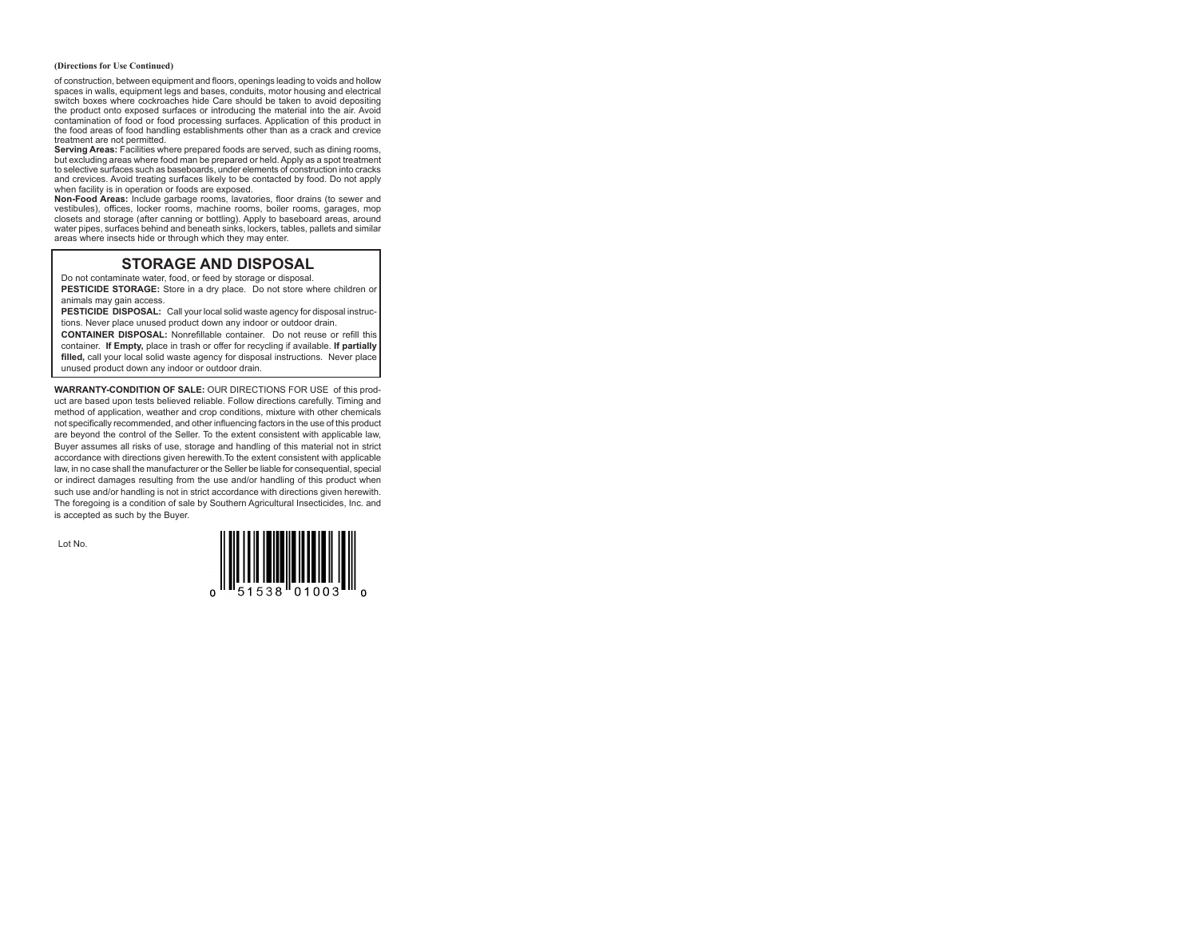**(Directions for Use Continued)**

of construction, between equipment and floors, openings leading to voids and hollow spaces in walls, equipment legs and bases, conduits, motor housing and electrical switch boxes where cockroaches hide Care should be taken to avoid depositing the product onto exposed surfaces or introducing the material into the air. Avoid contamination of food or food processing surfaces. Application of this product in the food areas of food handling establishments other than as a crack and crevice treatment are not permitted.

**Serving Areas:** Facilities where prepared foods are served, such as dining rooms, but excluding areas where food man be prepared or held. Apply as a spot treatment to selective surfaces such as baseboards, under elements of construction into cracks and crevices. Avoid treating surfaces likely to be contacted by food. Do not apply when facility is in operation or foods are exposed.

**Non-Food Areas:** Include garbage rooms, lavatories, floor drains (to sewer and vestibules), offices, locker rooms, machine rooms, boiler rooms, garages, mop closets and storage (after canning or bottling). Apply to baseboard areas, around water pipes, surfaces behind and beneath sinks, lockers, tables, pallets and similar areas where insects hide or through which they may enter.

## STORAGE AND DISPOSAL

Do not contaminate water, food, or feed by storage or disposal.

**PESTICIDE STORAGE:** Store in a dry place. Do not store where children or animals may gain access.

**PESTICIDE DISPOSAL:** Call your local solid waste agency for disposal instructions. Never place unused product down any indoor or outdoor drain.

**CONTAINER DISPOSAL:** Nonrefillable container. Do not reuse or refill this container. **If Empty,** place in trash or offer for recycling if available. **If partially filled,** call your local solid waste agency for disposal instructions. Never place unused product down any indoor or outdoor drain.

**WARRANTY-CONDITION OF SALE:** OUR DIRECTIONS FOR USE of this product are based upon tests believed reliable. Follow directions carefully. Timing and method of application, weather and crop conditions, mixture with other chemicals not specifically recommended, and other influencing factors in the use of this product are beyond the control of the Seller. To the extent consistent with applicable law, Buyer assumes all risks of use, storage and handling of this material not in strict accordance with directions given herewith.To the extent consistent with applicable law, in no case shall the manufacturer or the Seller be liable for consequential, special or indirect damages resulting from the use and/or handling of this product when such use and/or handling is not in strict accordance with directions given herewith. The foregoing is a condition of sale by Southern Agricultural Insecticides, Inc. and is accepted as such by the Buyer.

Lot No.

0 51538 01003 0